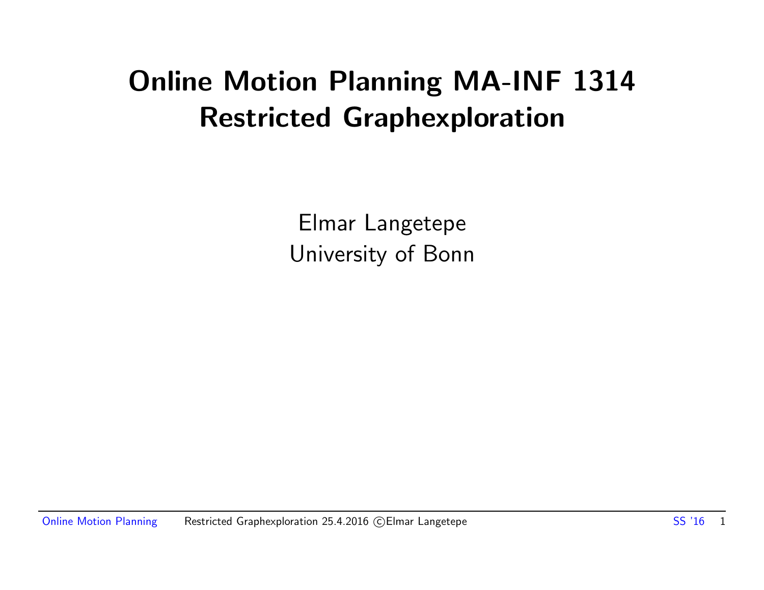# Online Motion Planning MA-INF 1314
# Restricted Graphexploration

Elmar Langetepe
University of Bonn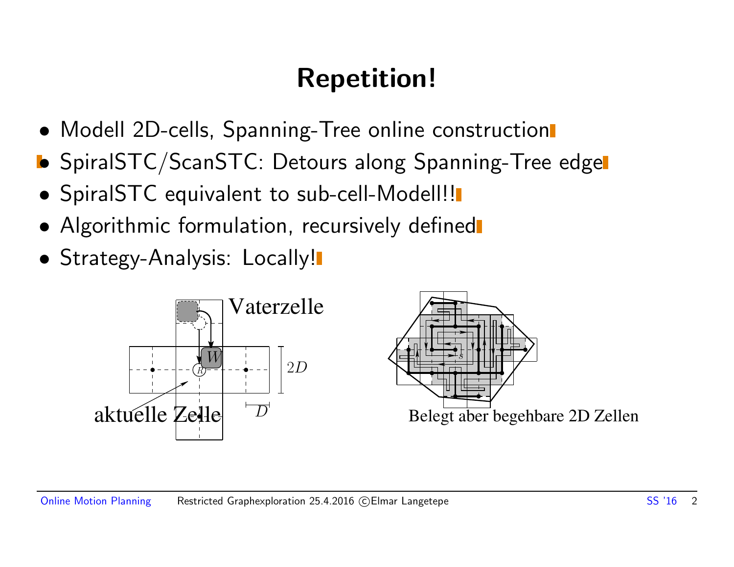# Repetition!

- Modell 2D-cells, Spanning-Tree online construction
- SpiralSTC/ScanSTC: Detours along Spanning-Tree edge
- SpiralSTC equivalent to sub-cell-Modell!!
- Algorithmic formulation, recursively defined
- Strategy-Analysis: Locally!

Vaterzelle

$W$

$R$

$2D$

aktuelle Zelle

$D$

$s$

Belegt aber begehbare 2D Zellen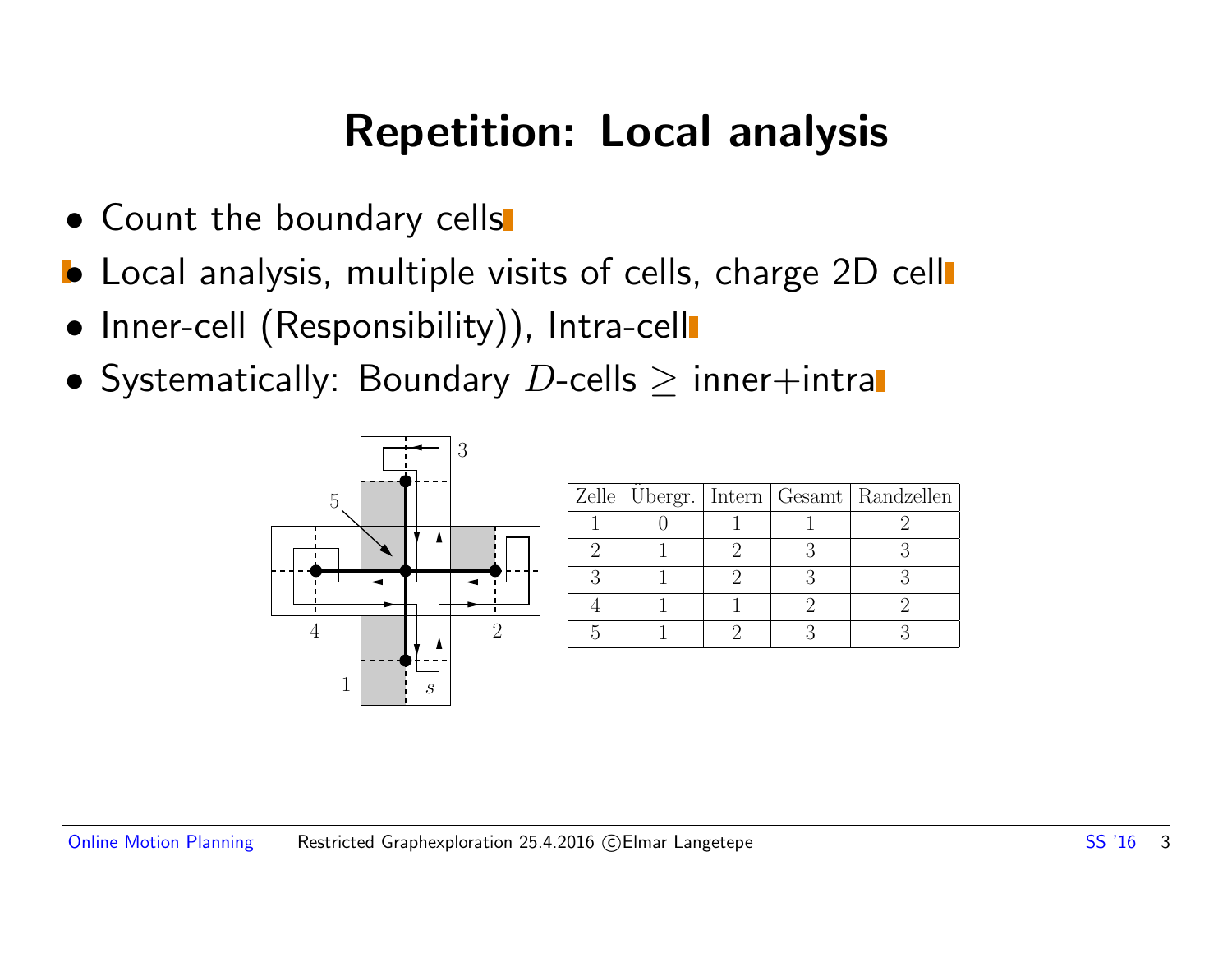# Repetition: Local analysis

- Count the boundary cells
- Local analysis, multiple visits of cells, charge 2D cell
- Inner-cell (Responsibility)), Intra-cell
- Systematically: Boundary $D$-cells $\geq$ inner+intra

| Zelle | Übergr. | Intern | Gesamt | Randzellen |
|---|---|---|---|---|
| 1 | 0 | 1 | 1 | 2 |
| 2 | 1 | 2 | 3 | 3 |
| 3 | 1 | 2 | 3 | 3 |
| 4 | 1 | 1 | 2 | 2 |
| 5 | 1 | 2 | 3 | 3 |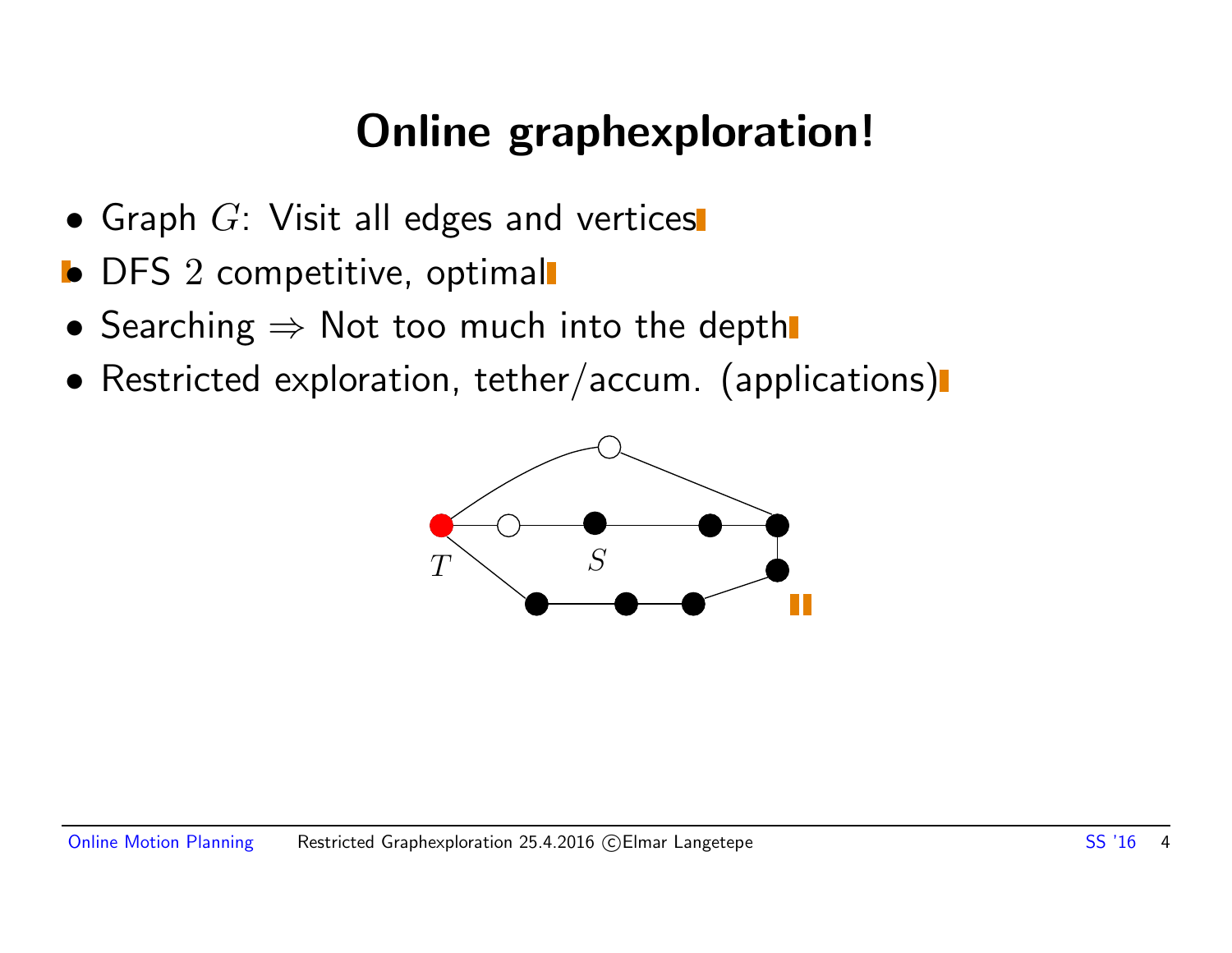# Online graphexploration!

- Graph $G$: Visit all edges and vertices
- DFS $2$ competitive, optimal
- Searching $\Rightarrow$ Not too much into the depth
- Restricted exploration, tether/accum. (applications)

$T$

$S$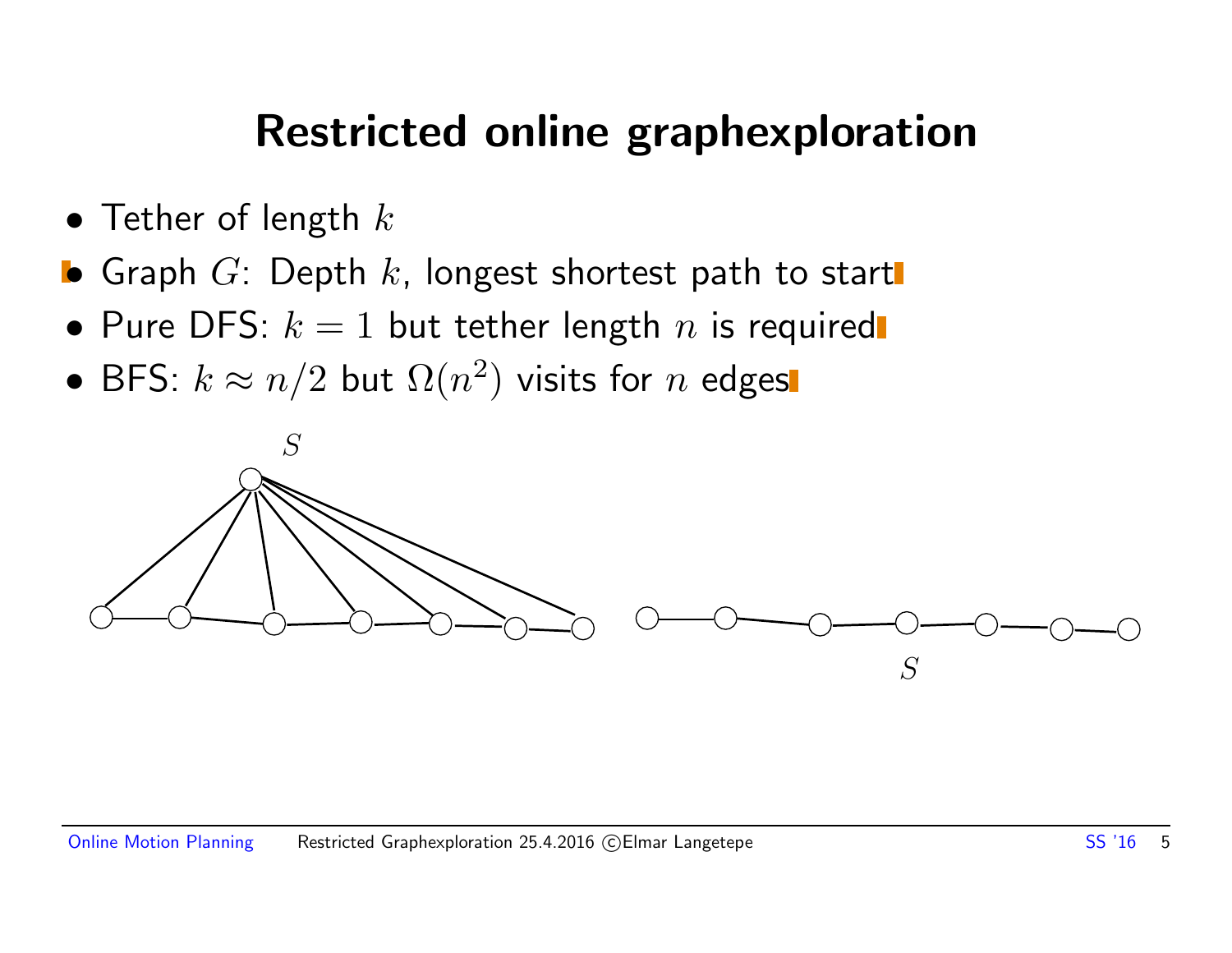# Restricted online graphexploration

- Tether of length $k$
- Graph $G$: Depth $k$, longest shortest path to start
- Pure DFS: $k = 1$ but tether length $n$ is required
- BFS: $k \approx n/2$ but $\Omega(n^2)$ visits for $n$ edges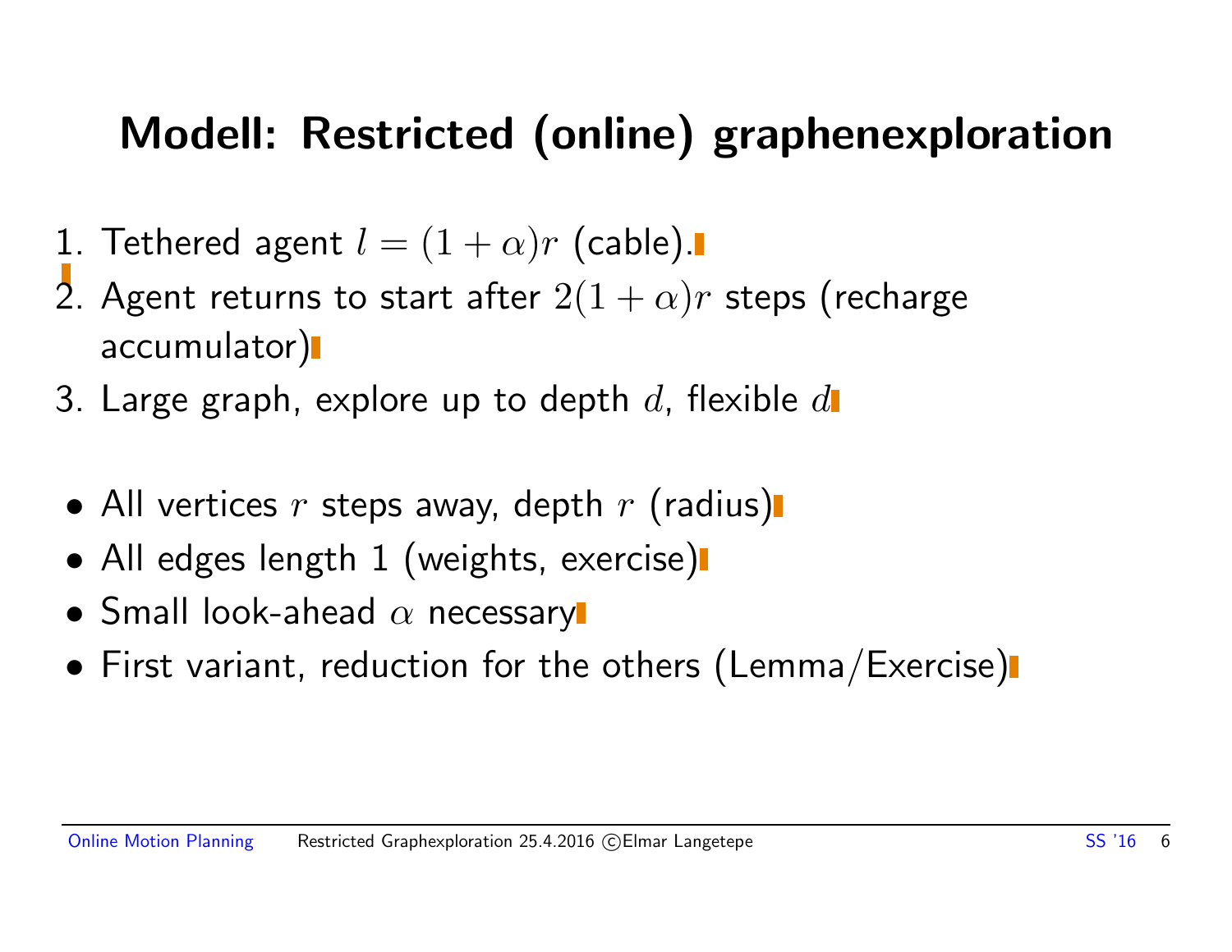# Modell: Restricted (online) graphenexploration

1. Tethered agent $l = (1+\alpha)r$ (cable).
2. Agent returns to start after $2(1+\alpha)r$ steps (recharge accumulator)
3. Large graph, explore up to depth $d$, flexible $d$

- All vertices $r$ steps away, depth $r$ (radius)
- All edges length 1 (weights, exercise)
- Small look-ahead $\alpha$ necessary
- First variant, reduction for the others (Lemma/Exercise)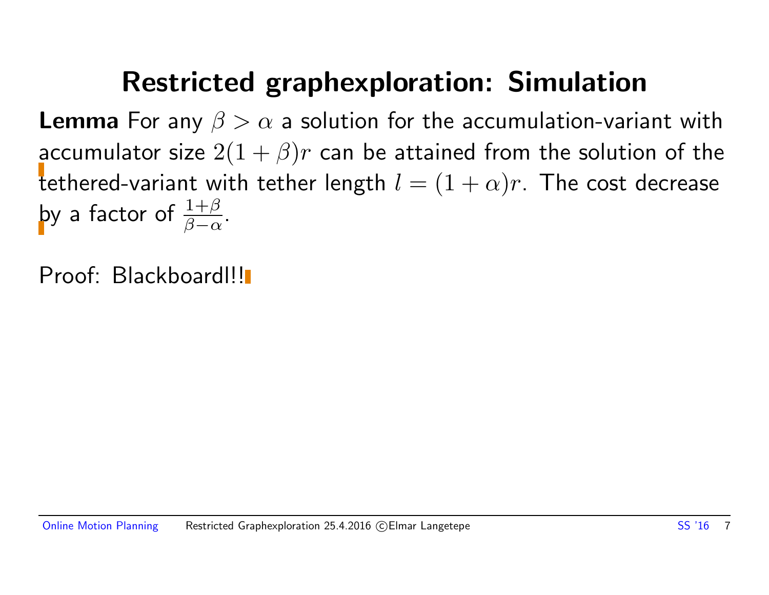# Restricted graphexploration: Simulation

**Lemma** For any $\beta > \alpha$ a solution for the accumulation-variant with accumulator size $2(1+\beta)r$ can be attained from the solution of the tethered-variant with tether length $l = (1+\alpha)r$. The cost decrease by a factor of $\frac{1+\beta}{\beta-\alpha}$.

Proof: Blackboard!!!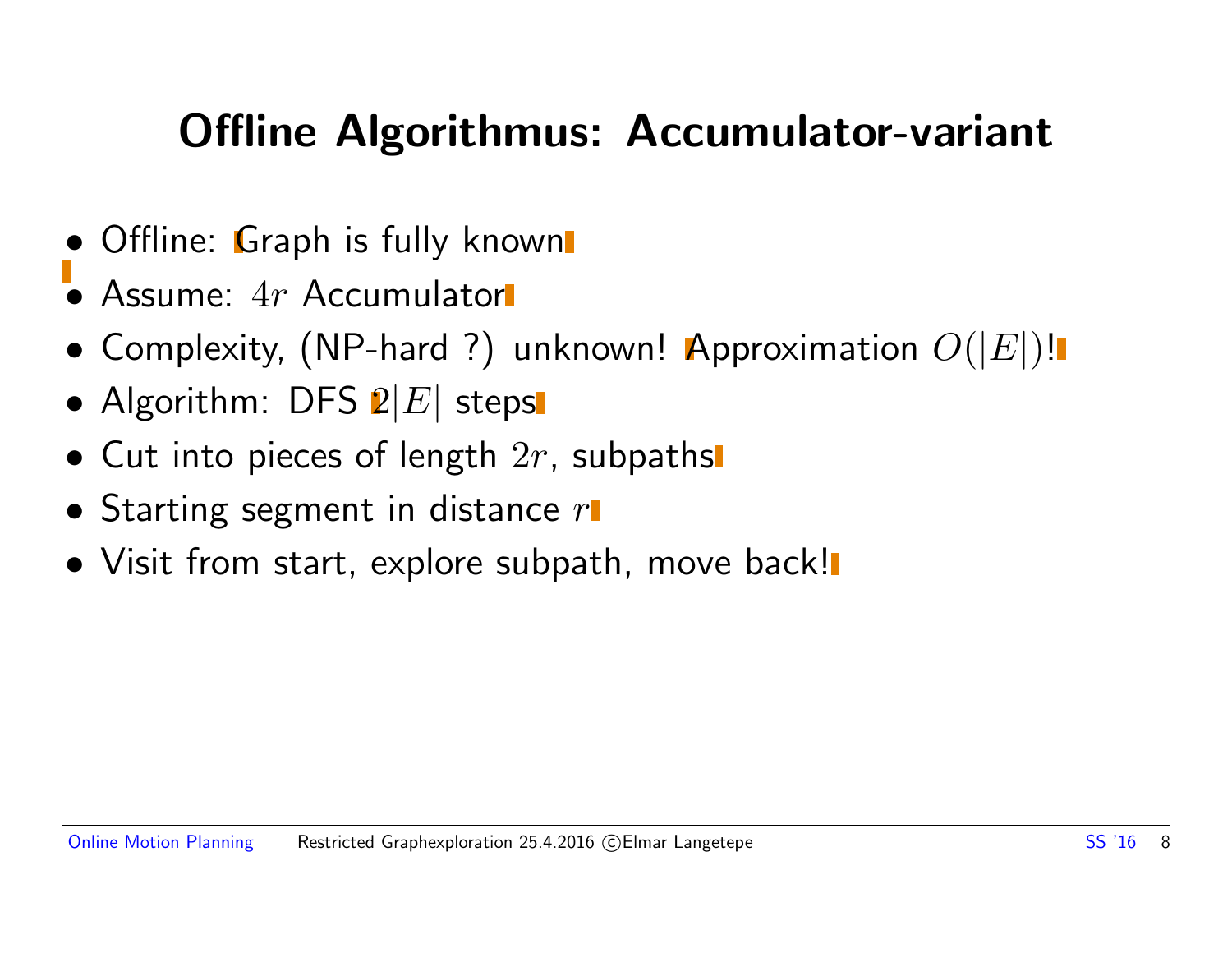# Offline Algorithmus: Accumulator-variant

- Offline: Graph is fully known
- Assume: $4r$ Accumulator
- Complexity, (NP-hard ?) unknown! Approximation $O(|E|)$!
- Algorithm: DFS $2|E|$ steps
- Cut into pieces of length $2r$, subpaths
- Starting segment in distance $r$
- Visit from start, explore subpath, move back!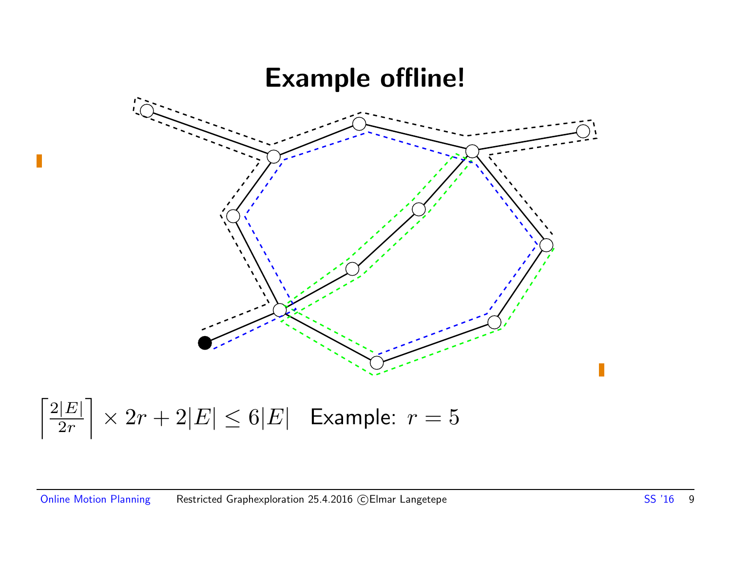# Example offline!

$$\left\lceil \frac{2|E|}{2r} \right\rceil \times 2r + 2|E| \leq 6|E|$$ Example: $r = 5$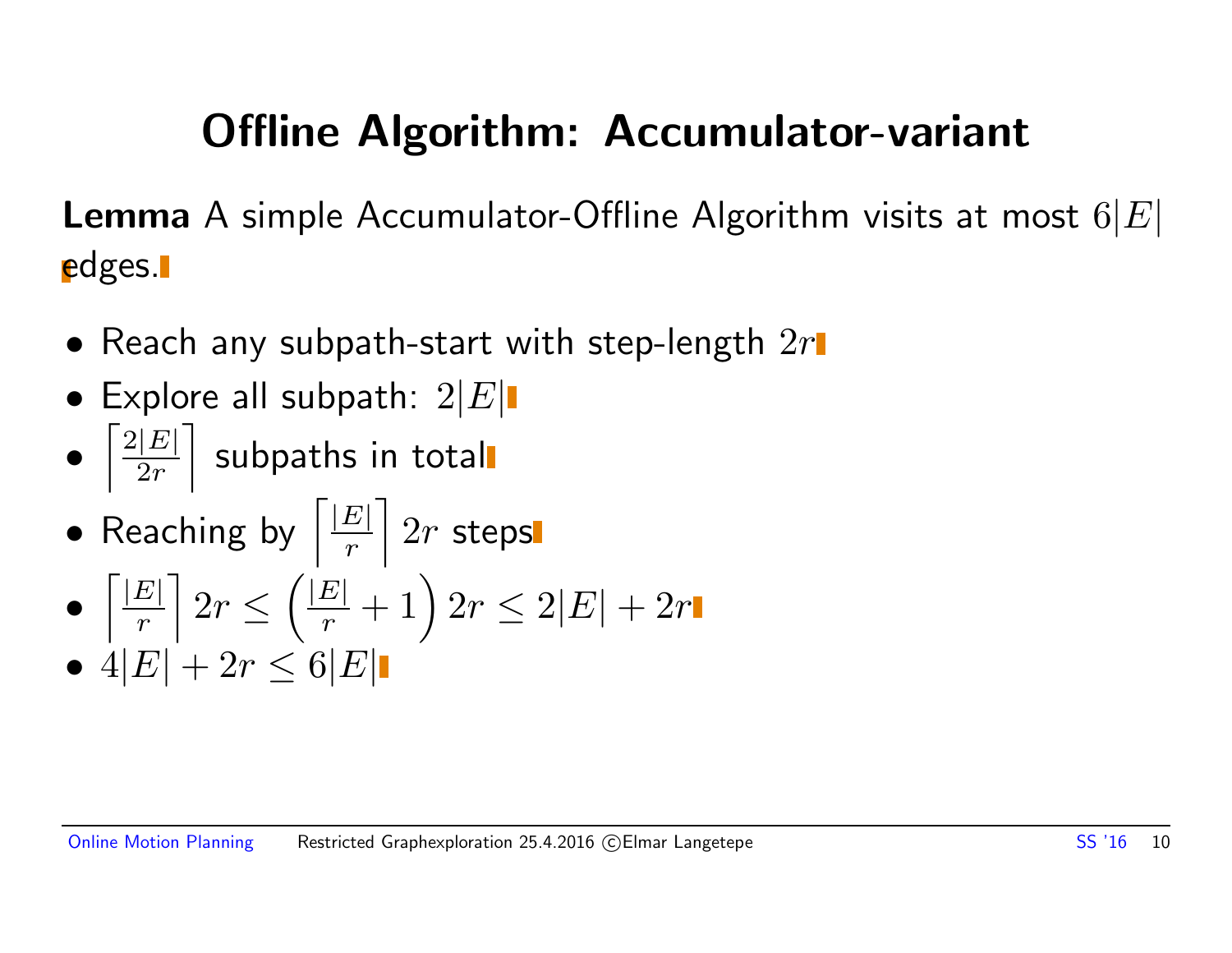# Offline Algorithm: Accumulator-variant

**Lemma** A simple Accumulator-Offline Algorithm visits at most $6|E|$ edges.

- Reach any subpath-start with step-length $2r$
- Explore all subpath: $2|E|$
- $\left\lceil \frac{2|E|}{2r} \right\rceil$ subpaths in total
- Reaching by $\left\lceil \frac{|E|}{r} \right\rceil 2r$ steps
- $\left\lceil \frac{|E|}{r} \right\rceil 2r \leq \left( \frac{|E|}{r} + 1 \right) 2r \leq 2|E| + 2r$
- $4|E| + 2r \leq 6|E|$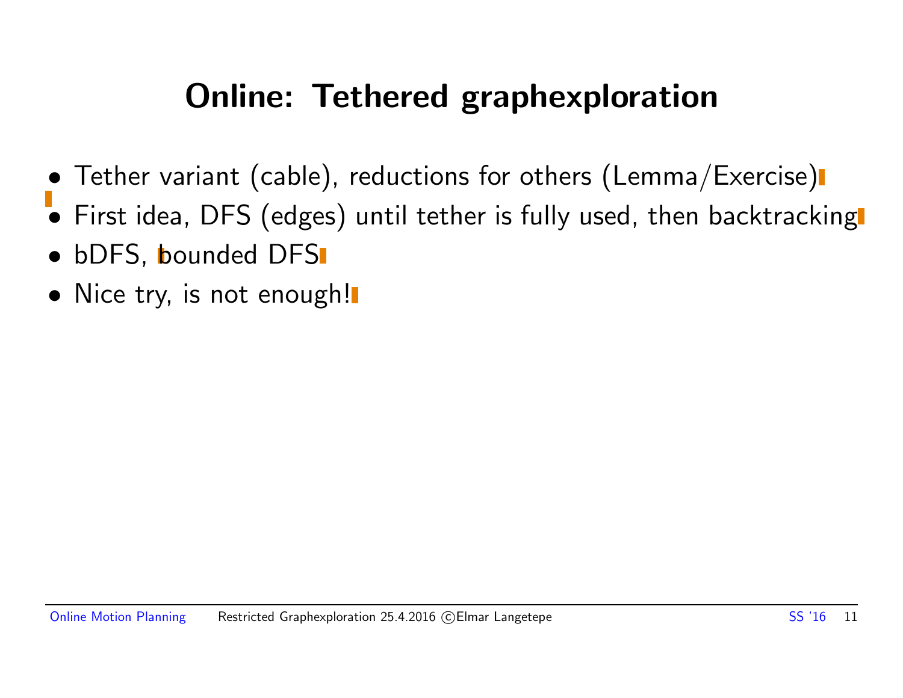# Online: Tethered graphexploration

- Tether variant (cable), reductions for others (Lemma/Exercise)
- First idea, DFS (edges) until tether is fully used, then backtracking
- bDFS, bounded DFS
- Nice try, is not enough!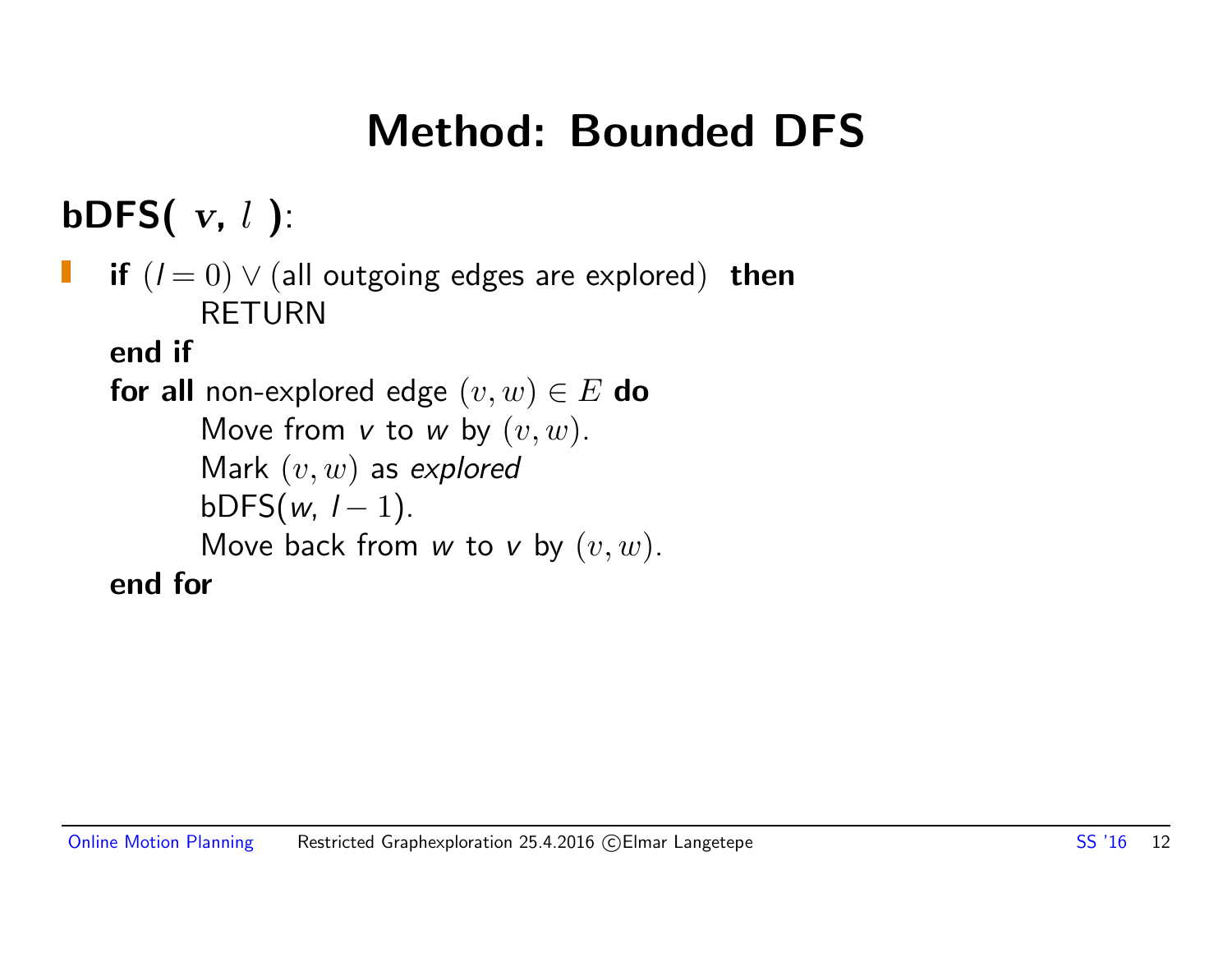# Method: Bounded DFS

**bDFS( $v$, $l$ )**:

- **if** $(l = 0) \vee$ (all outgoing edges are explored) **then**
    RETURN
  **end if**
  **for all** non-explored edge $(v, w) \in E$ **do**
    Move from $v$ to $w$ by $(v, w)$.
    Mark $(v, w)$ as *explored*
    bDFS($w$, $l - 1$).
    Move back from $w$ to $v$ by $(v, w)$.
  **end for**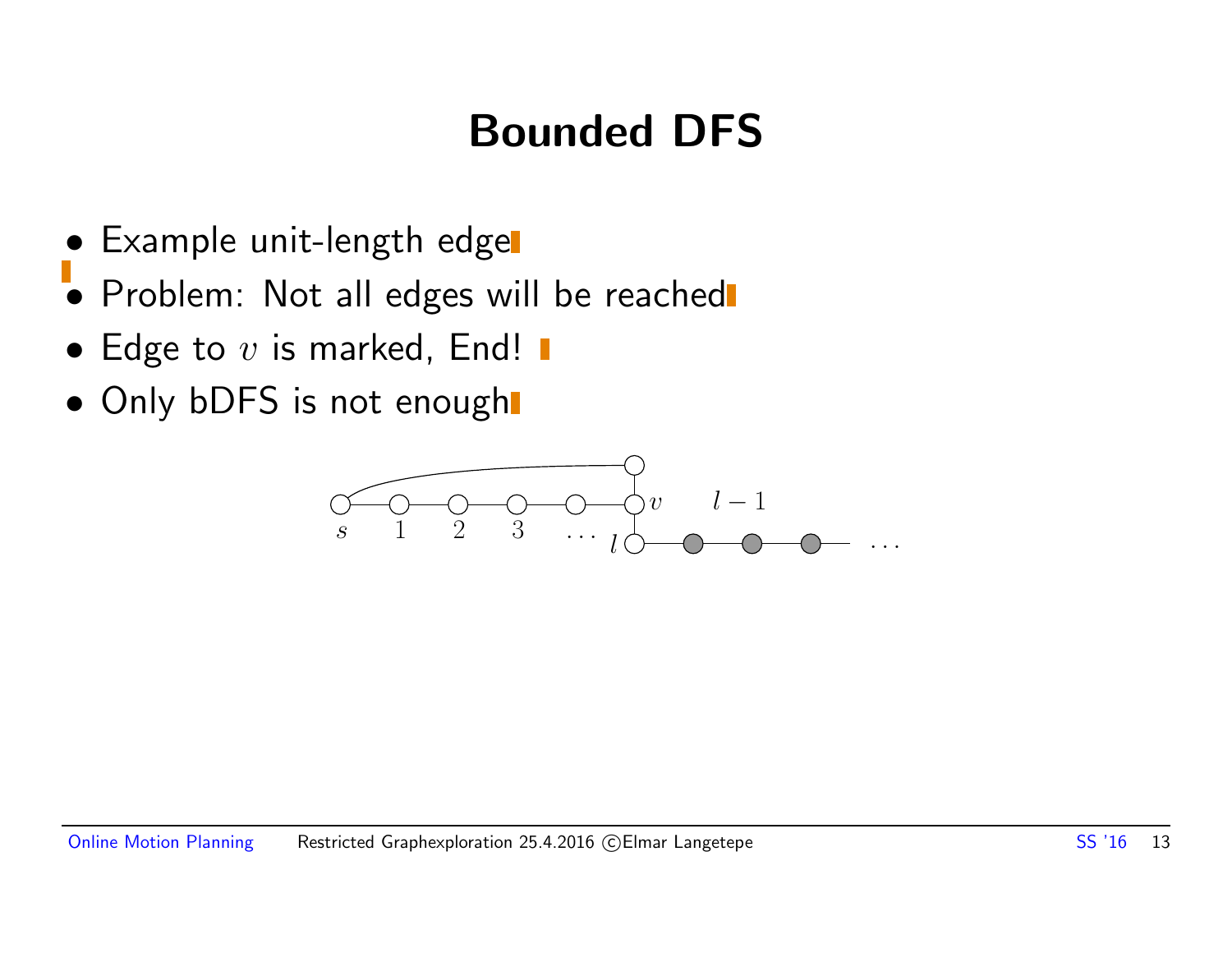# Bounded DFS

- Example unit-length edge
- Problem: Not all edges will be reached
- Edge to $v$ is marked, End!
- Only bDFS is not enough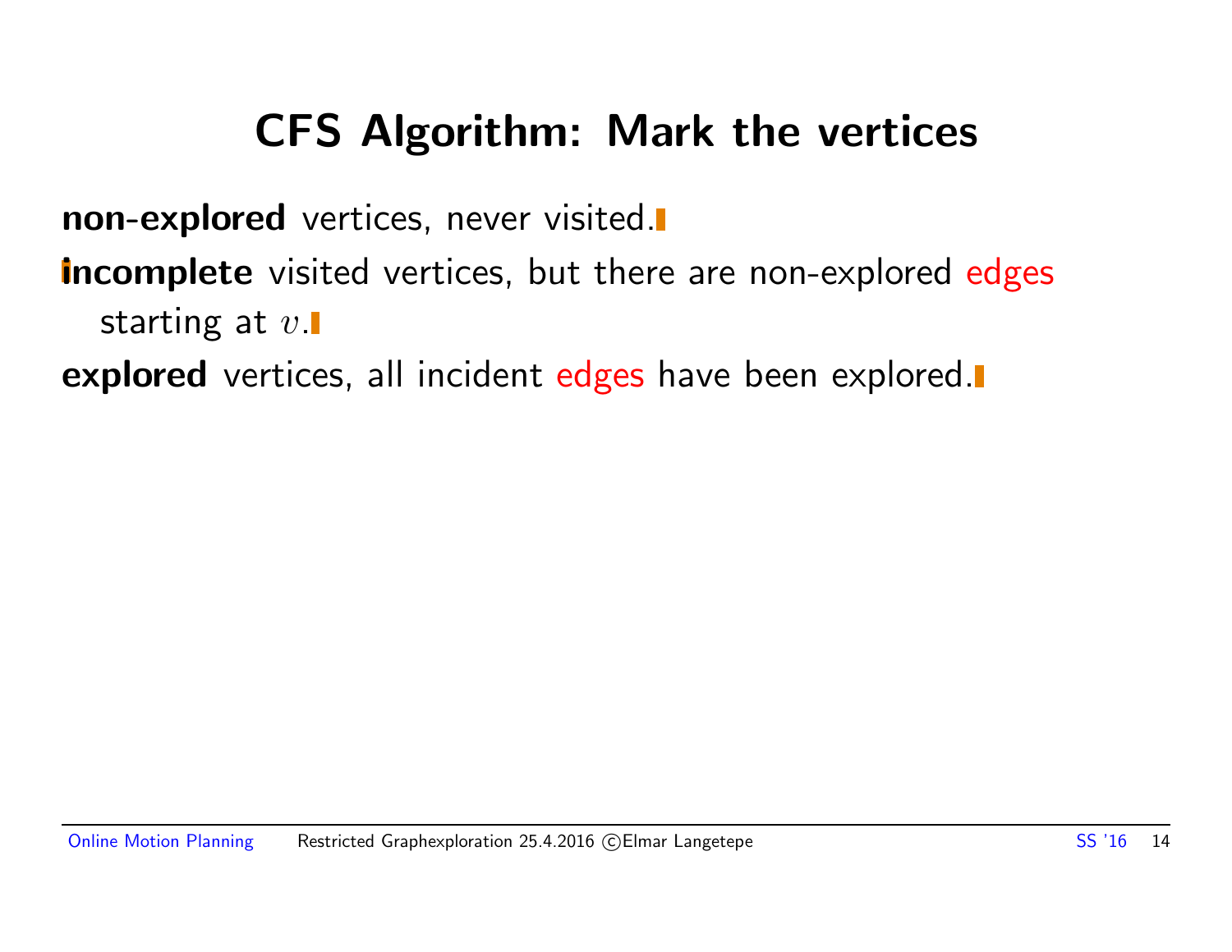# CFS Algorithm: Mark the vertices

**non-explored** vertices, never visited.

**incomplete** visited vertices, but there are non-explored edges starting at $v$.

**explored** vertices, all incident edges have been explored.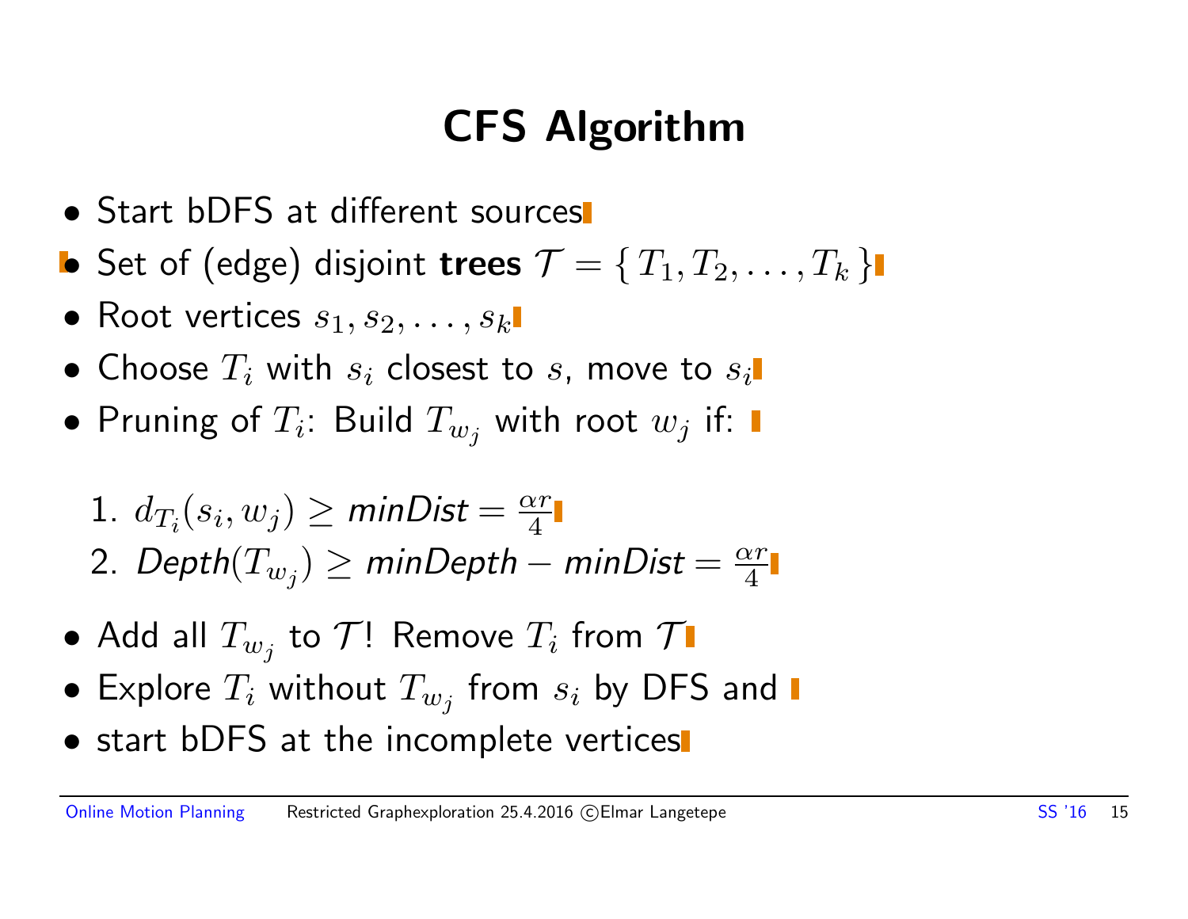# CFS Algorithm

- Start bDFS at different sources
- Set of (edge) disjoint **trees** $\mathcal{T} = \{ T_1, T_2, \ldots, T_k \}$
- Root vertices $s_1, s_2, \ldots, s_k$
- Choose $T_i$ with $s_i$ closest to $s$, move to $s_i$
- Pruning of $T_i$: Build $T_{w_j}$ with root $w_j$ if:

  1. $d_{T_i}(s_i, w_j) \geq \mathit{minDist} = \frac{\alpha r}{4}$
  2. $\mathit{Depth}(T_{w_j}) \geq \mathit{minDepth} - \mathit{minDist} = \frac{\alpha r}{4}$

- Add all $T_{w_j}$ to $\mathcal{T}$! Remove $T_i$ from $\mathcal{T}$
- Explore $T_i$ without $T_{w_j}$ from $s_i$ by DFS and
- start bDFS at the incomplete vertices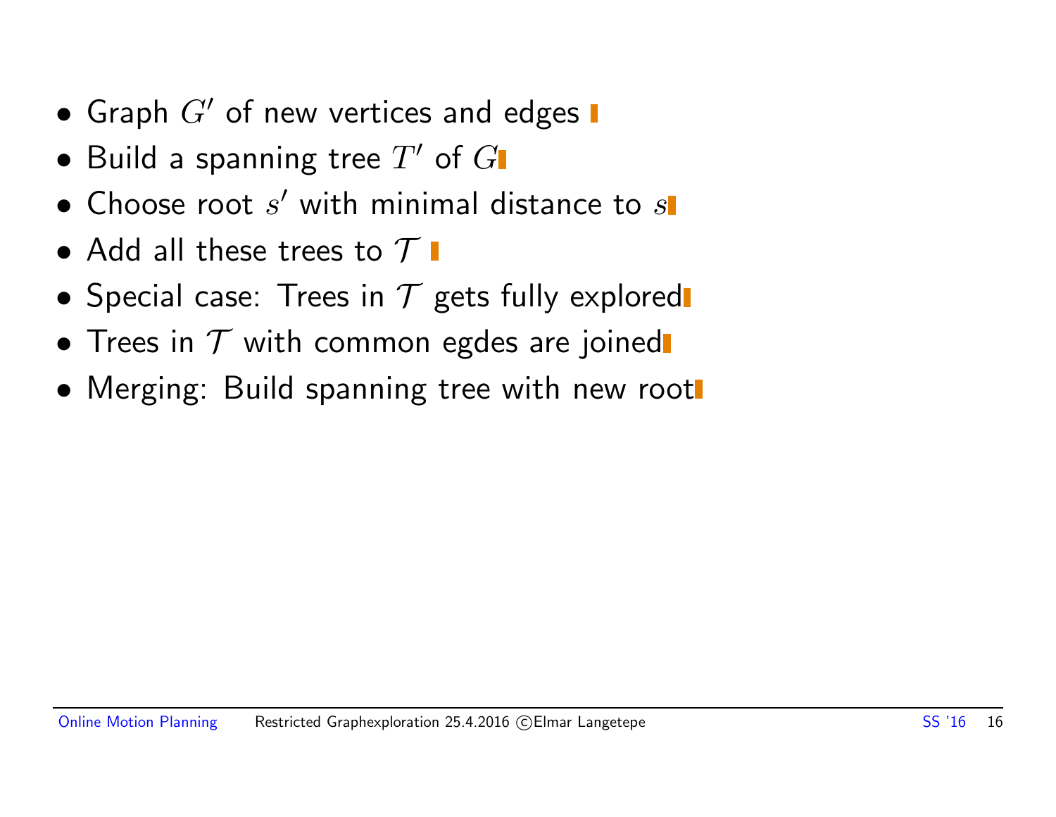- Graph $G'$ of new vertices and edges
- Build a spanning tree $T'$ of $G$
- Choose root $s'$ with minimal distance to $s$
- Add all these trees to $\mathcal{T}$
- Special case: Trees in $\mathcal{T}$ gets fully explored
- Trees in $\mathcal{T}$ with common egdes are joined
- Merging: Build spanning tree with new root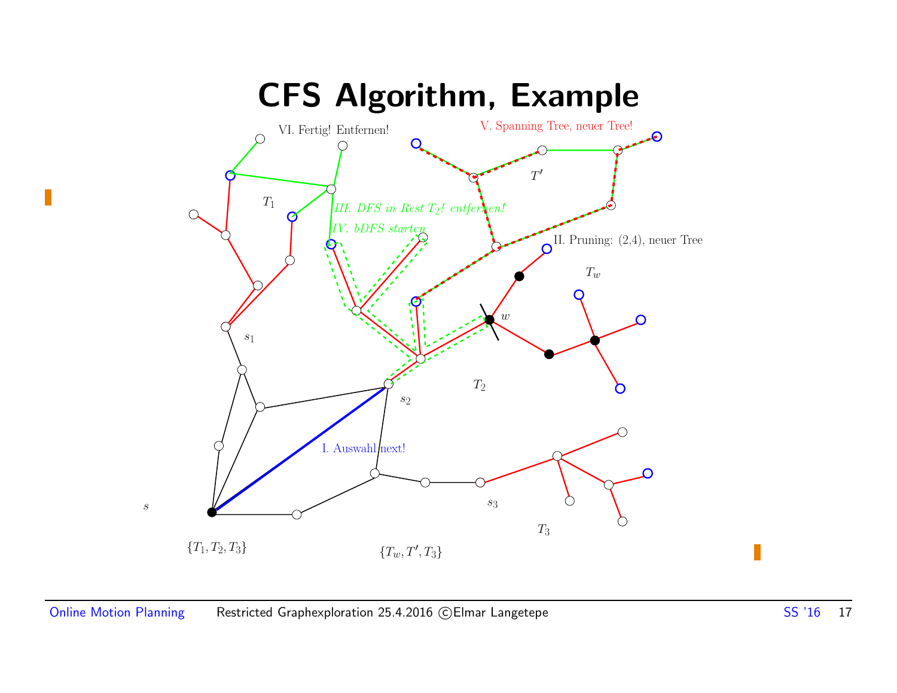# CFS Algorithm, Example

VI. Fertig! Entfernen!

V. Spanning Tree, neuer Tree!

$T'$

$T_1$

*III. DFS in Rest $T_2$! entfernen!*

*IV. bDFS starten*

II. Pruning: (2,4), neuer Tree

$T_w$

$w$

$s_1$

$T_2$

$s_2$

I. Auswahl next!

$s$

$s_3$

$T_3$

$\{T_1, T_2, T_3\}$

$\{T_w, T', T_3\}$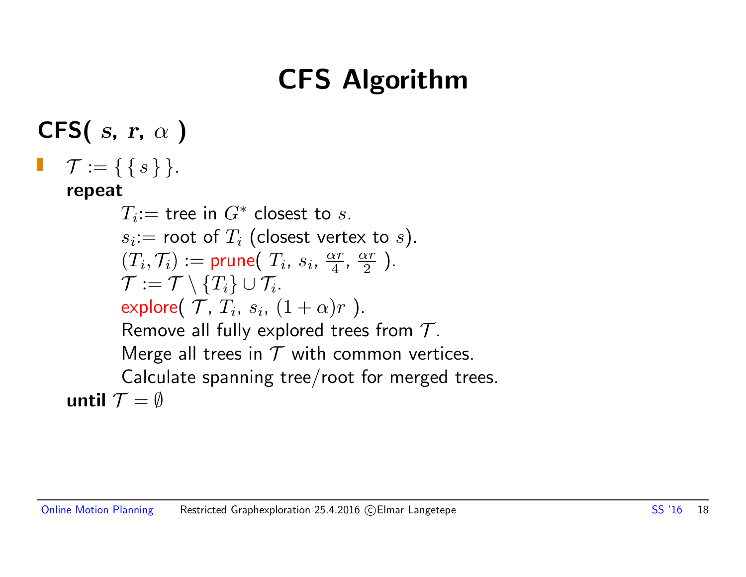# CFS Algorithm

## CFS( $s$, $r$, $\alpha$ )

- $\mathcal{T} := \{\{s\}\}$.

  **repeat**

  $T_i$:= tree in $G^*$ closest to $s$.
  $s_i$:= root of $T_i$ (closest vertex to $s$).
  $(T_i, \mathcal{T}_i) :=$ prune( $T_i$, $s_i$, $\frac{\alpha r}{4}$, $\frac{\alpha r}{2}$ ).
  $\mathcal{T} := \mathcal{T} \setminus \{T_i\} \cup \mathcal{T}_i$.
  explore( $\mathcal{T}$, $T_i$, $s_i$, $(1+\alpha)r$ ).
  Remove all fully explored trees from $\mathcal{T}$.
  Merge all trees in $\mathcal{T}$ with common vertices.
  Calculate spanning tree/root for merged trees.

  **until** $\mathcal{T} = \emptyset$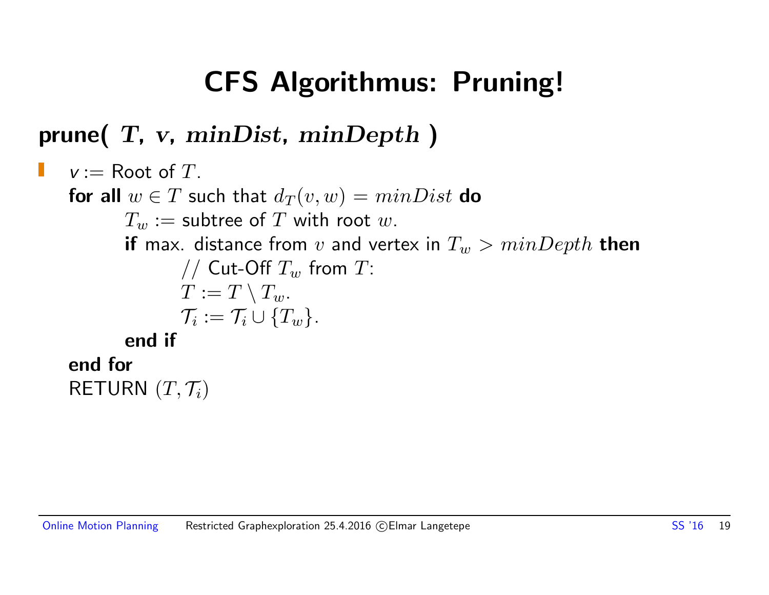# CFS Algorithmus: Pruning!

**prune(** $T$**,** $v$**,** $minDist$**,** $minDepth$ **)**

- $v :=$ Root of $T$.
  **for all** $w \in T$ such that $d_T(v, w) = minDist$ **do**
  &nbsp;&nbsp;&nbsp;&nbsp;$T_w :=$ subtree of $T$ with root $w$.
  &nbsp;&nbsp;&nbsp;&nbsp;**if** max. distance from $v$ and vertex in $T_w > minDepth$ **then**
  &nbsp;&nbsp;&nbsp;&nbsp;&nbsp;&nbsp;&nbsp;&nbsp;// Cut-Off $T_w$ from $T$:
  &nbsp;&nbsp;&nbsp;&nbsp;&nbsp;&nbsp;&nbsp;&nbsp;$T := T \setminus T_w$.
  &nbsp;&nbsp;&nbsp;&nbsp;&nbsp;&nbsp;&nbsp;&nbsp;$\mathcal{T}_i := \mathcal{T}_i \cup \{T_w\}$.
  &nbsp;&nbsp;&nbsp;&nbsp;**end if**
  **end for**
  RETURN $(T, \mathcal{T}_i)$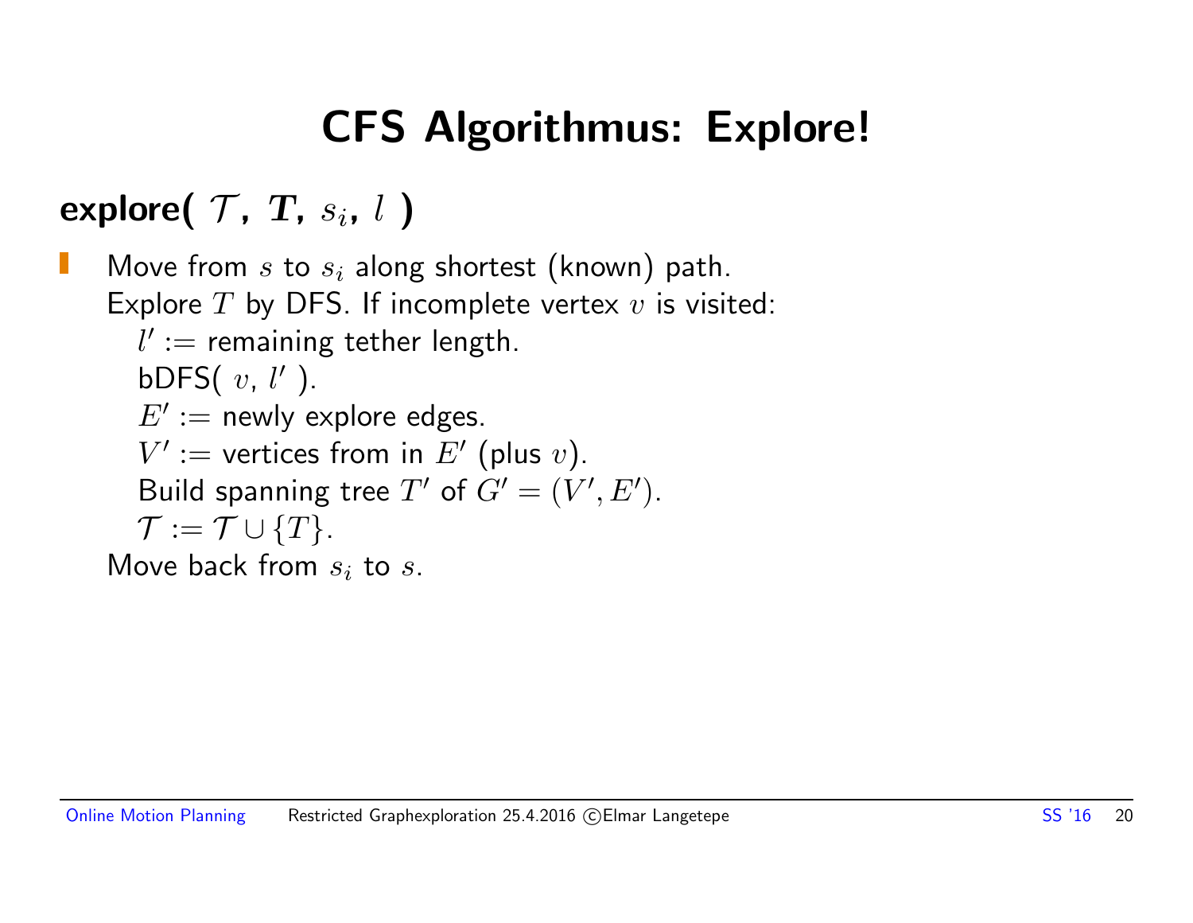# CFS Algorithmus: Explore!

**explore( $\mathcal{T}$, $T$, $s_i$, $l$ )**

- Move from $s$ to $s_i$ along shortest (known) path.
  Explore $T$ by DFS. If incomplete vertex $v$ is visited:
    - $l' :=$ remaining tether length.
    - bDFS( $v$, $l'$ ).
    - $E' :=$ newly explore edges.
    - $V' :=$ vertices from in $E'$ (plus $v$).
    - Build spanning tree $T'$ of $G' = (V', E')$.
    - $\mathcal{T} := \mathcal{T} \cup \{T\}$.

  Move back from $s_i$ to $s$.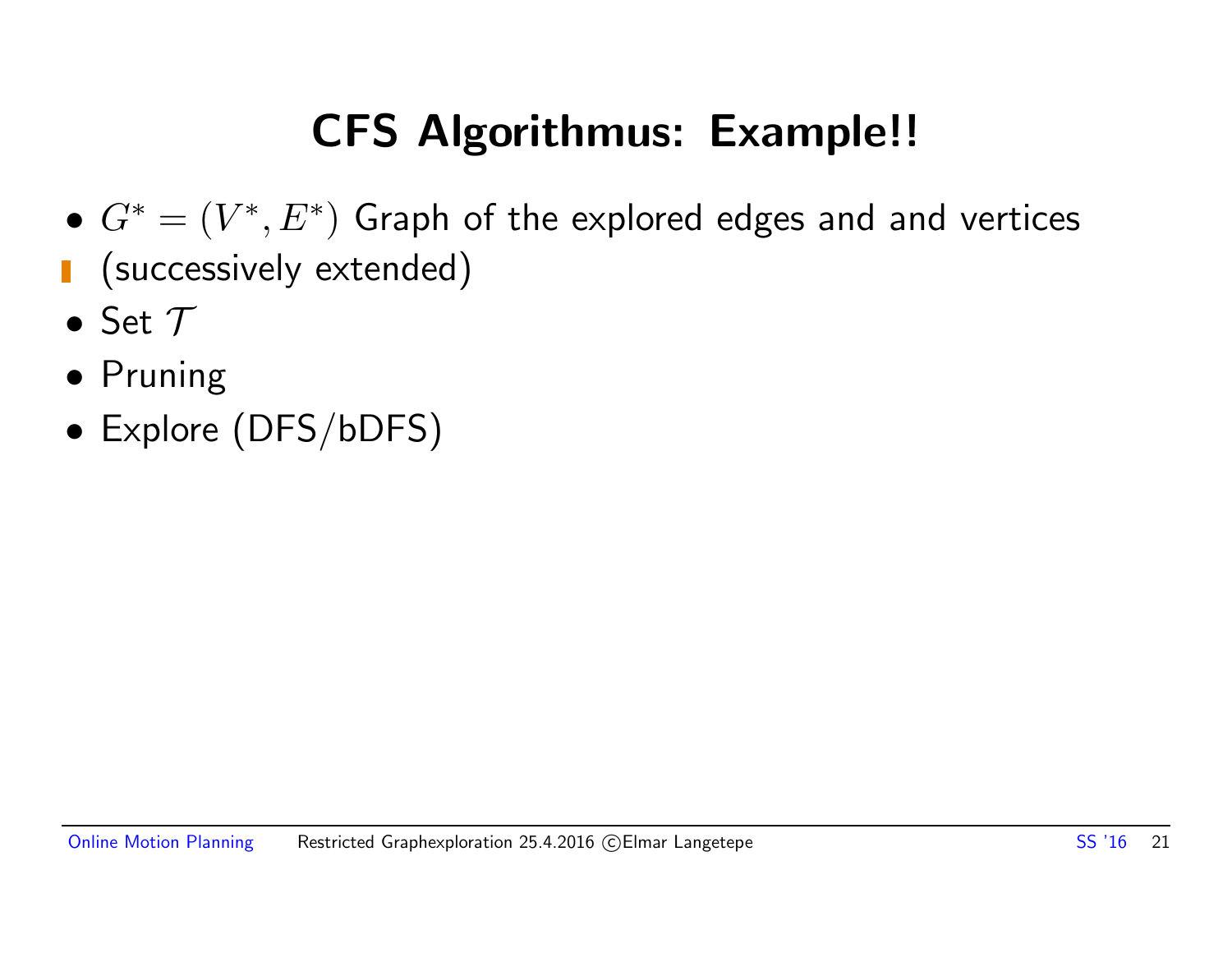# CFS Algorithmus: Example!!

- $G^* = (V^*, E^*)$ Graph of the explored edges and and vertices (successively extended)
- Set $\mathcal{T}$
- Pruning
- Explore (DFS/bDFS)